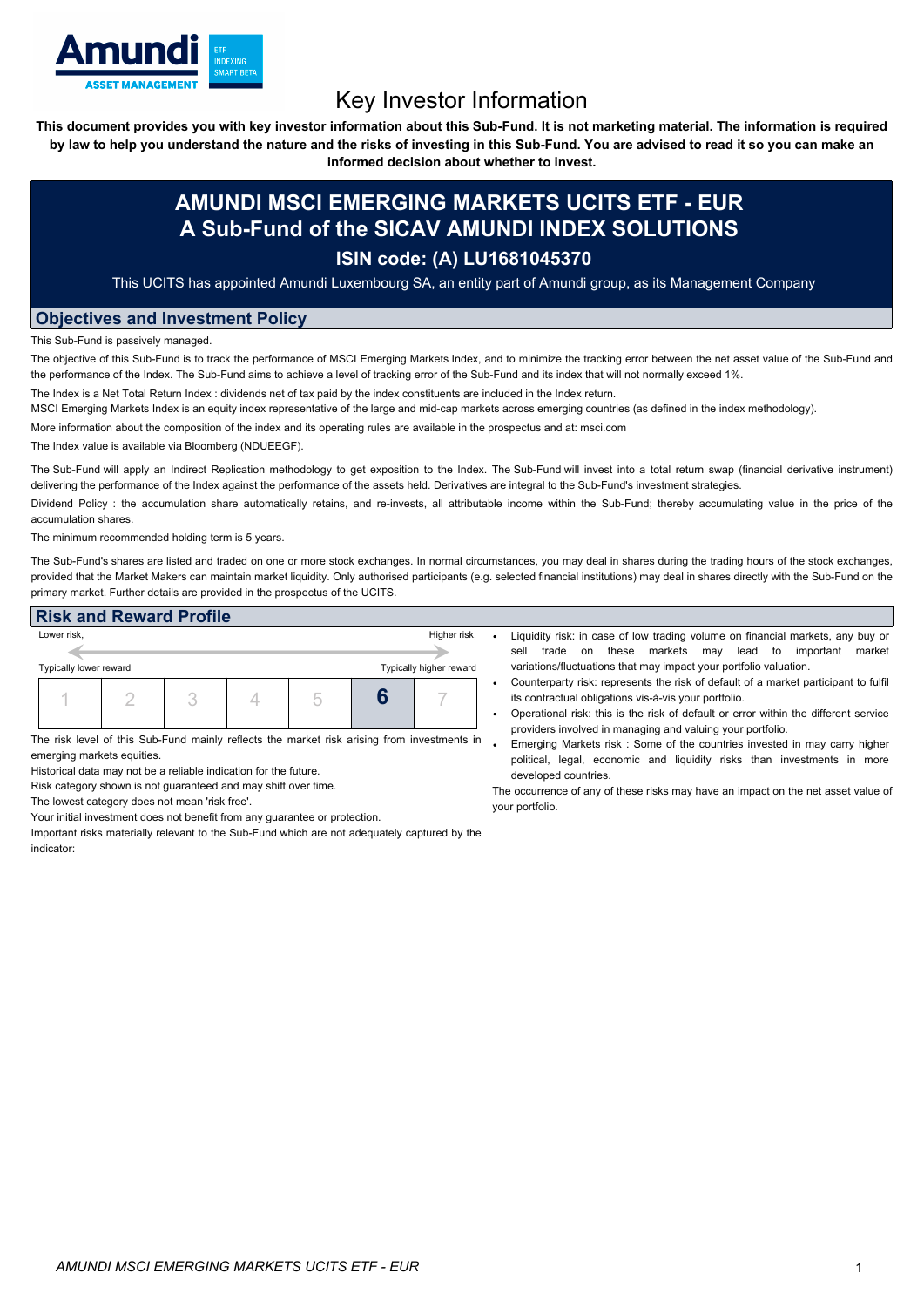# Key Investor Information

**This document provides you with key investor information about this Sub-Fund. It is not marketing material. The information is required by law to help you understand the nature and the risks of investing in this Sub-Fund. You are advised to read it so you can make an informed decision about whether to invest.**

## AMUNDI MSCI EMERGING MARKETS UCITS ETF - EUR
## A Sub-Fund of the SICAV AMUNDI INDEX SOLUTIONS

### ISIN code: (A) LU1681045370

This UCITS has appointed Amundi Luxembourg SA, an entity part of Amundi group, as its Management Company

## Objectives and Investment Policy

This Sub-Fund is passively managed.

The objective of this Sub-Fund is to track the performance of MSCI Emerging Markets Index, and to minimize the tracking error between the net asset value of the Sub-Fund and the performance of the Index. The Sub-Fund aims to achieve a level of tracking error of the Sub-Fund and its index that will not normally exceed 1%.

The Index is a Net Total Return Index : dividends net of tax paid by the index constituents are included in the Index return.

MSCI Emerging Markets Index is an equity index representative of the large and mid-cap markets across emerging countries (as defined in the index methodology).

More information about the composition of the index and its operating rules are available in the prospectus and at: msci.com

The Index value is available via Bloomberg (NDUEEGF).

The Sub-Fund will apply an Indirect Replication methodology to get exposition to the Index. The Sub-Fund will invest into a total return swap (financial derivative instrument) delivering the performance of the Index against the performance of the assets held. Derivatives are integral to the Sub-Fund's investment strategies.

Dividend Policy : the accumulation share automatically retains, and re-invests, all attributable income within the Sub-Fund; thereby accumulating value in the price of the accumulation shares.

The minimum recommended holding term is 5 years.

The Sub-Fund's shares are listed and traded on one or more stock exchanges. In normal circumstances, you may deal in shares during the trading hours of the stock exchanges, provided that the Market Makers can maintain market liquidity. Only authorised participants (e.g. selected financial institutions) may deal in shares directly with the Sub-Fund on the primary market. Further details are provided in the prospectus of the UCITS.

## Risk and Reward Profile

Lower risk, ← → Higher risk,

Typically lower reward — Typically higher reward

| 1 | 2 | 3 | 4 | 5 | **6** | 7 |
|---|---|---|---|---|---|---|

The risk level of this Sub-Fund mainly reflects the market risk arising from investments in emerging markets equities.

Historical data may not be a reliable indication for the future.

Risk category shown is not guaranteed and may shift over time.

The lowest category does not mean 'risk free'.

Your initial investment does not benefit from any guarantee or protection.

Important risks materially relevant to the Sub-Fund which are not adequately captured by the indicator:

- Liquidity risk: in case of low trading volume on financial markets, any buy or sell trade on these markets may lead to important market variations/fluctuations that may impact your portfolio valuation.
- Counterparty risk: represents the risk of default of a market participant to fulfil its contractual obligations vis-à-vis your portfolio.
- Operational risk: this is the risk of default or error within the different service providers involved in managing and valuing your portfolio.
- Emerging Markets risk : Some of the countries invested in may carry higher political, legal, economic and liquidity risks than investments in more developed countries.

The occurrence of any of these risks may have an impact on the net asset value of your portfolio.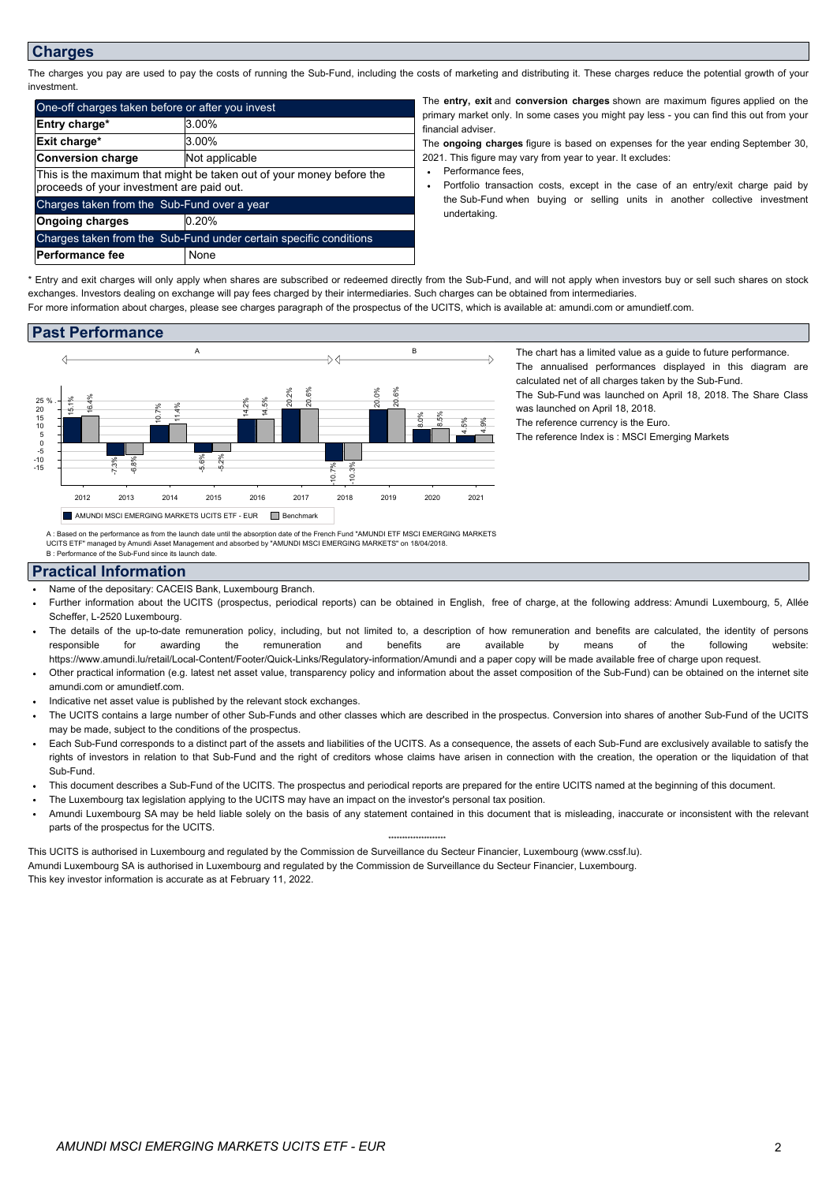## Charges

The charges you pay are used to pay the costs of running the Sub-Fund, including the costs of marketing and distributing it. These charges reduce the potential growth of your investment.

| One-off charges taken before or after you invest | |
|---|---|
| **Entry charge*** | 3.00% |
| **Exit charge*** | 3.00% |
| **Conversion charge** | Not applicable |
| This is the maximum that might be taken out of your money before the proceeds of your investment are paid out. | |
| Charges taken from the Sub-Fund over a year | |
| **Ongoing charges** | 0.20% |
| Charges taken from the Sub-Fund under certain specific conditions | |
| **Performance fee** | None |

The **entry, exit** and **conversion charges** shown are maximum figures applied on the primary market only. In some cases you might pay less - you can find this out from your financial adviser.

The **ongoing charges** figure is based on expenses for the year ending September 30, 2021. This figure may vary from year to year. It excludes:

- Performance fees,
- Portfolio transaction costs, except in the case of an entry/exit charge paid by the Sub-Fund when buying or selling units in another collective investment undertaking.

\* Entry and exit charges will only apply when shares are subscribed or redeemed directly from the Sub-Fund, and will not apply when investors buy or sell such shares on stock exchanges. Investors dealing on exchange will pay fees charged by their intermediaries. Such charges can be obtained from intermediaries.

For more information about charges, please see charges paragraph of the prospectus of the UCITS, which is available at: amundi.com or amundietf.com.

## Past Performance

A

B

25 %
20
15
10
5
0
-5
-10
-15

15.1% 16.4% -7.3% -6.8% 10.7% 11.4% -5.6% -5.2% 14.2% 14.5% 20.2% 20.6% -10.7% -10.3% 20.0% 20.6% 8.0% 8.5% 4.5% 4.9%

2012 2013 2014 2015 2016 2017 2018 2019 2020 2021

AMUNDI MSCI EMERGING MARKETS UCITS ETF - EUR
Benchmark

A : Based on the performance as from the launch date until the absorption date of the French Fund "AMUNDI ETF MSCI EMERGING MARKETS UCITS ETF" managed by Amundi Asset Management and absorbed by "AMUNDI MSCI EMERGING MARKETS" on 18/04/2018.
B : Performance of the Sub-Fund since its launch date.

The chart has a limited value as a guide to future performance.

The annualised performances displayed in this diagram are calculated net of all charges taken by the Sub-Fund.

The Sub-Fund was launched on April 18, 2018. The Share Class was launched on April 18, 2018.

The reference currency is the Euro.

The reference Index is : MSCI Emerging Markets

## Practical Information

- Name of the depositary: CACEIS Bank, Luxembourg Branch.
- Further information about the UCITS (prospectus, periodical reports) can be obtained in English, free of charge, at the following address: Amundi Luxembourg, 5, Allée Scheffer, L-2520 Luxembourg.
- The details of the up-to-date remuneration policy, including, but not limited to, a description of how remuneration and benefits are calculated, the identity of persons responsible for awarding the remuneration and benefits are available by means of the following website: https://www.amundi.lu/retail/Local-Content/Footer/Quick-Links/Regulatory-information/Amundi and a paper copy will be made available free of charge upon request.
- Other practical information (e.g. latest net asset value, transparency policy and information about the asset composition of the Sub-Fund) can be obtained on the internet site amundi.com or amundietf.com.
- Indicative net asset value is published by the relevant stock exchanges.
- The UCITS contains a large number of other Sub-Funds and other classes which are described in the prospectus. Conversion into shares of another Sub-Fund of the UCITS may be made, subject to the conditions of the prospectus.
- Each Sub-Fund corresponds to a distinct part of the assets and liabilities of the UCITS. As a consequence, the assets of each Sub-Fund are exclusively available to satisfy the rights of investors in relation to that Sub-Fund and the right of creditors whose claims have arisen in connection with the creation, the operation or the liquidation of that Sub-Fund.
- This document describes a Sub-Fund of the UCITS. The prospectus and periodical reports are prepared for the entire UCITS named at the beginning of this document.
- The Luxembourg tax legislation applying to the UCITS may have an impact on the investor's personal tax position.
- Amundi Luxembourg SA may be held liable solely on the basis of any statement contained in this document that is misleading, inaccurate or inconsistent with the relevant parts of the prospectus for the UCITS.

********************

This UCITS is authorised in Luxembourg and regulated by the Commission de Surveillance du Secteur Financier, Luxembourg (www.cssf.lu).
Amundi Luxembourg SA is authorised in Luxembourg and regulated by the Commission de Surveillance du Secteur Financier, Luxembourg.
This key investor information is accurate as at February 11, 2022.